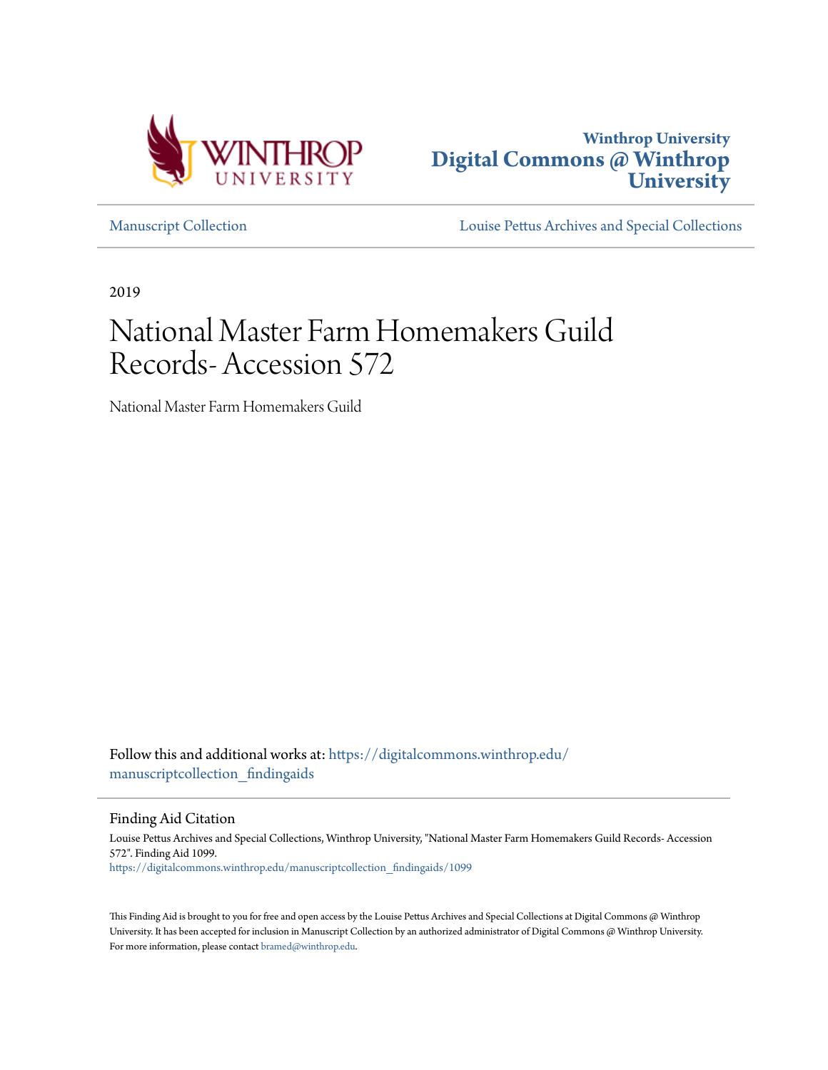Winthrop University

# Digital Commons @ Winthrop University

Manuscript Collection

Louise Pettus Archives and Special Collections

2019

# National Master Farm Homemakers Guild Records- Accession 572

National Master Farm Homemakers Guild

Follow this and additional works at: https://digitalcommons.winthrop.edu/manuscriptcollection_findingaids

## Finding Aid Citation

Louise Pettus Archives and Special Collections, Winthrop University, "National Master Farm Homemakers Guild Records- Accession 572". Finding Aid 1099.
https://digitalcommons.winthrop.edu/manuscriptcollection_findingaids/1099

This Finding Aid is brought to you for free and open access by the Louise Pettus Archives and Special Collections at Digital Commons @ Winthrop University. It has been accepted for inclusion in Manuscript Collection by an authorized administrator of Digital Commons @ Winthrop University. For more information, please contact bramed@winthrop.edu.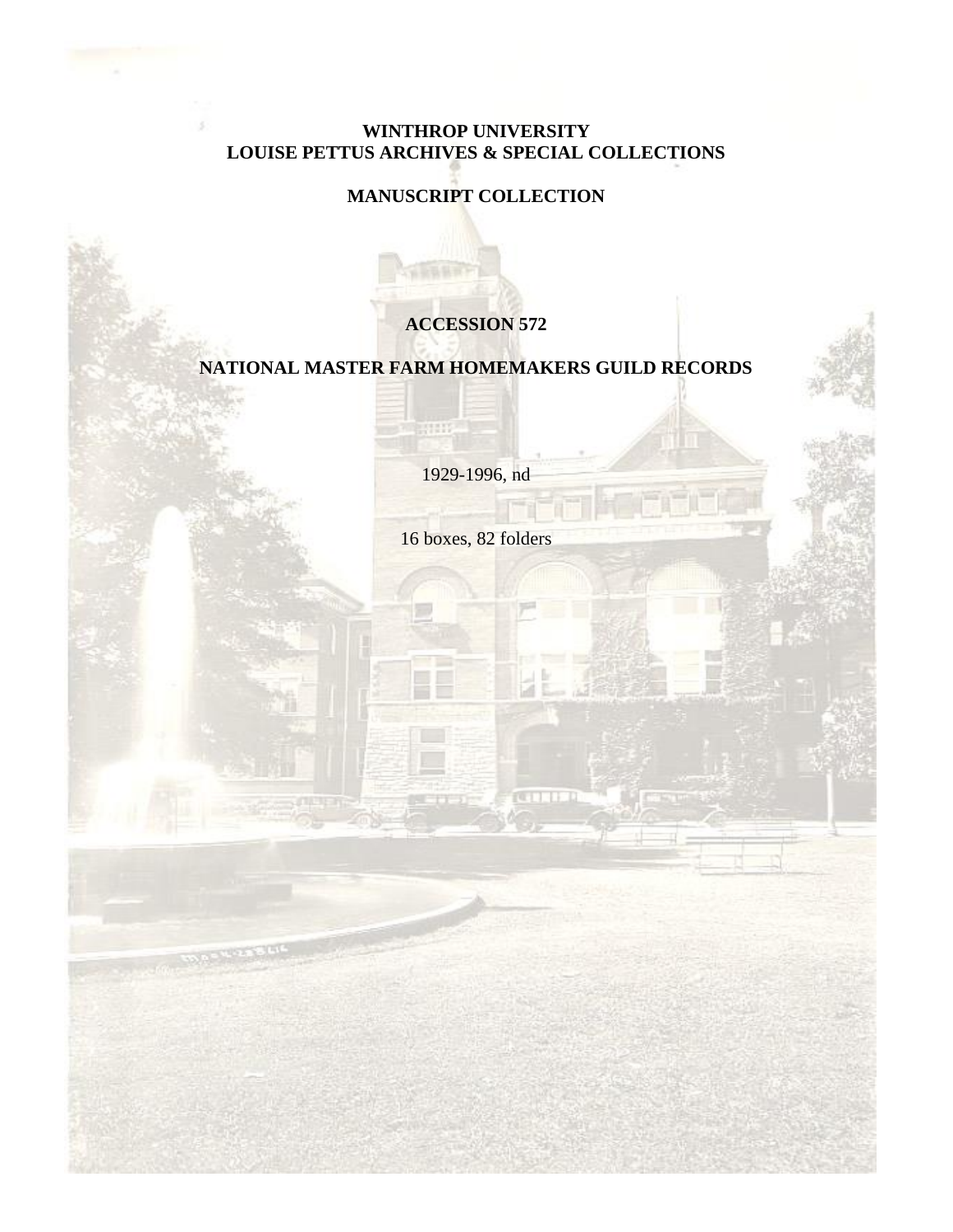**WINTHROP UNIVERSITY**
**LOUISE PETTUS ARCHIVES & SPECIAL COLLECTIONS**

**MANUSCRIPT COLLECTION**

# ACCESSION 572

# NATIONAL MASTER FARM HOMEMAKERS GUILD RECORDS

1929-1996, nd

16 boxes, 82 folders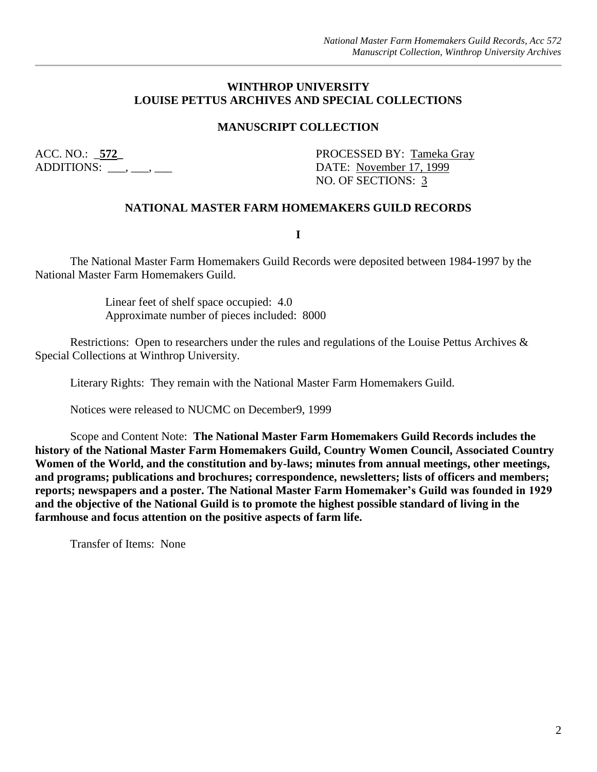**WINTHROP UNIVERSITY**
**LOUISE PETTUS ARCHIVES AND SPECIAL COLLECTIONS**

**MANUSCRIPT COLLECTION**

ACC. NO.: _**572**_
ADDITIONS: ___, ___, ___

PROCESSED BY: Tameka Gray
DATE: November 17, 1999
NO. OF SECTIONS: 3

## NATIONAL MASTER FARM HOMEMAKERS GUILD RECORDS

**I**

The National Master Farm Homemakers Guild Records were deposited between 1984-1997 by the National Master Farm Homemakers Guild.

Linear feet of shelf space occupied: 4.0
Approximate number of pieces included: 8000

Restrictions: Open to researchers under the rules and regulations of the Louise Pettus Archives & Special Collections at Winthrop University.

Literary Rights: They remain with the National Master Farm Homemakers Guild.

Notices were released to NUCMC on December9, 1999

Scope and Content Note: **The National Master Farm Homemakers Guild Records includes the history of the National Master Farm Homemakers Guild, Country Women Council, Associated Country Women of the World, and the constitution and by-laws; minutes from annual meetings, other meetings, and programs; publications and brochures; correspondence, newsletters; lists of officers and members; reports; newspapers and a poster. The National Master Farm Homemaker's Guild was founded in 1929 and the objective of the National Guild is to promote the highest possible standard of living in the farmhouse and focus attention on the positive aspects of farm life.**

Transfer of Items: None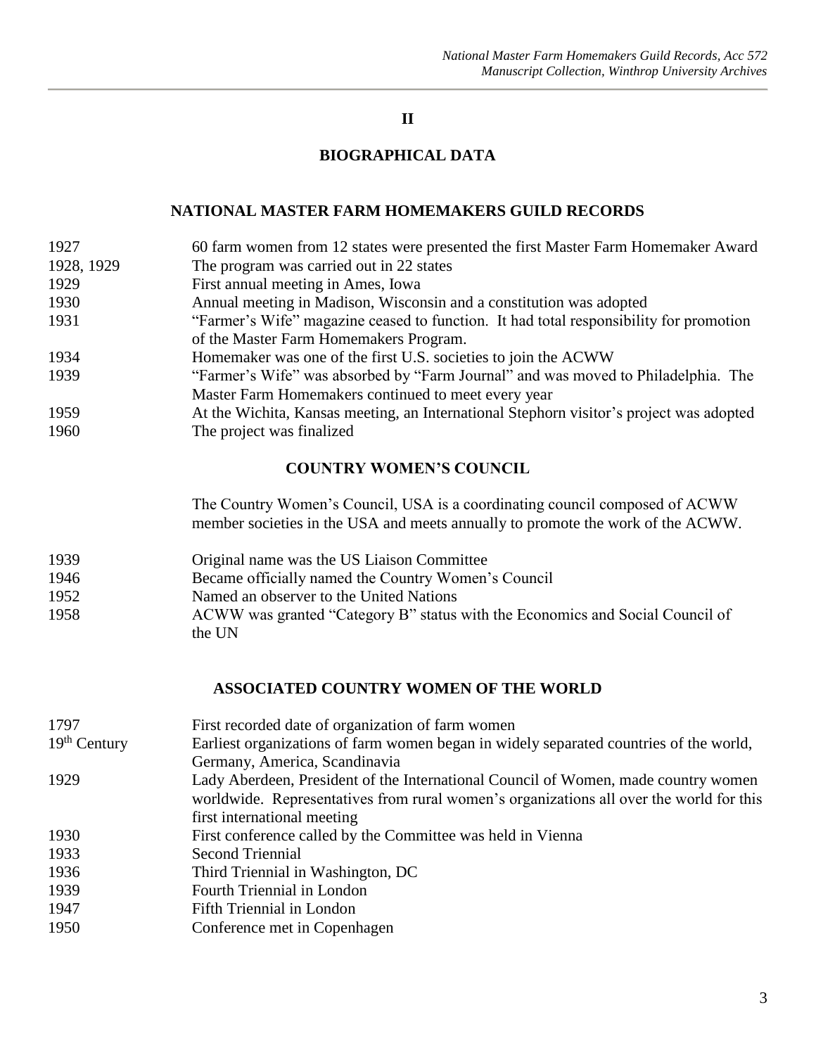## II

## BIOGRAPHICAL DATA

### NATIONAL MASTER FARM HOMEMAKERS GUILD RECORDS

| | |
|---|---|
| 1927 | 60 farm women from 12 states were presented the first Master Farm Homemaker Award |
| 1928, 1929 | The program was carried out in 22 states |
| 1929 | First annual meeting in Ames, Iowa |
| 1930 | Annual meeting in Madison, Wisconsin and a constitution was adopted |
| 1931 | "Farmer's Wife" magazine ceased to function. It had total responsibility for promotion of the Master Farm Homemakers Program. |
| 1934 | Homemaker was one of the first U.S. societies to join the ACWW |
| 1939 | "Farmer's Wife" was absorbed by "Farm Journal" and was moved to Philadelphia. The Master Farm Homemakers continued to meet every year |
| 1959 | At the Wichita, Kansas meeting, an International Stephorn visitor's project was adopted |
| 1960 | The project was finalized |

### COUNTRY WOMEN'S COUNCIL

The Country Women's Council, USA is a coordinating council composed of ACWW member societies in the USA and meets annually to promote the work of the ACWW.

| | |
|---|---|
| 1939 | Original name was the US Liaison Committee |
| 1946 | Became officially named the Country Women's Council |
| 1952 | Named an observer to the United Nations |
| 1958 | ACWW was granted "Category B" status with the Economics and Social Council of the UN |

### ASSOCIATED COUNTRY WOMEN OF THE WORLD

| | |
|---|---|
| 1797 | First recorded date of organization of farm women |
| 19th Century | Earliest organizations of farm women began in widely separated countries of the world, Germany, America, Scandinavia |
| 1929 | Lady Aberdeen, President of the International Council of Women, made country women worldwide. Representatives from rural women's organizations all over the world for this first international meeting |
| 1930 | First conference called by the Committee was held in Vienna |
| 1933 | Second Triennial |
| 1936 | Third Triennial in Washington, DC |
| 1939 | Fourth Triennial in London |
| 1947 | Fifth Triennial in London |
| 1950 | Conference met in Copenhagen |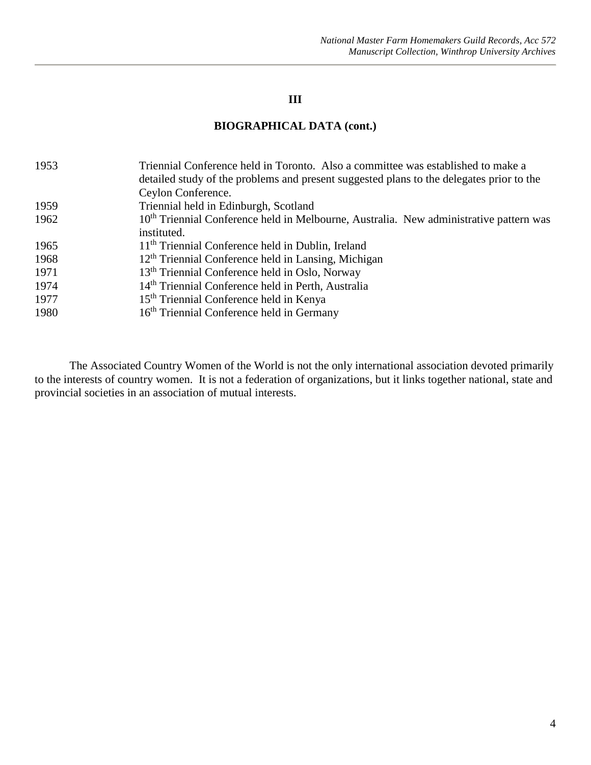## III

## BIOGRAPHICAL DATA (cont.)

| | |
|---|---|
| 1953 | Triennial Conference held in Toronto. Also a committee was established to make a detailed study of the problems and present suggested plans to the delegates prior to the Ceylon Conference. |
| 1959 | Triennial held in Edinburgh, Scotland |
| 1962 | 10th Triennial Conference held in Melbourne, Australia. New administrative pattern was instituted. |
| 1965 | 11th Triennial Conference held in Dublin, Ireland |
| 1968 | 12th Triennial Conference held in Lansing, Michigan |
| 1971 | 13th Triennial Conference held in Oslo, Norway |
| 1974 | 14th Triennial Conference held in Perth, Australia |
| 1977 | 15th Triennial Conference held in Kenya |
| 1980 | 16th Triennial Conference held in Germany |

The Associated Country Women of the World is not the only international association devoted primarily to the interests of country women. It is not a federation of organizations, but it links together national, state and provincial societies in an association of mutual interests.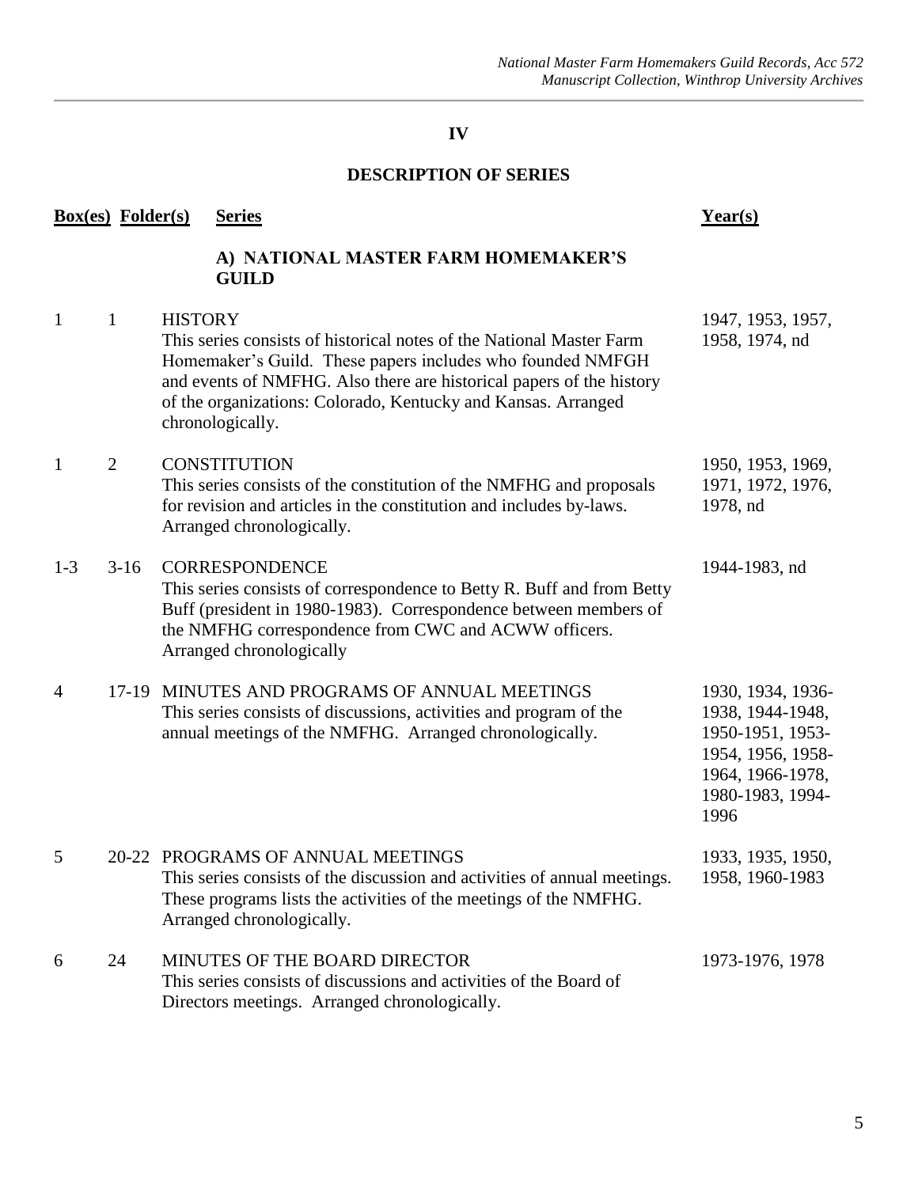## IV

## DESCRIPTION OF SERIES

| Box(es) | Folder(s) | Series | Year(s) |
|---|---|---|---|
| | | **A) NATIONAL MASTER FARM HOMEMAKER'S GUILD** | |
| 1 | 1 | HISTORY<br>This series consists of historical notes of the National Master Farm Homemaker's Guild. These papers includes who founded NMFGH and events of NMFHG. Also there are historical papers of the history of the organizations: Colorado, Kentucky and Kansas. Arranged chronologically. | 1947, 1953, 1957, 1958, 1974, nd |
| 1 | 2 | CONSTITUTION<br>This series consists of the constitution of the NMFHG and proposals for revision and articles in the constitution and includes by-laws. Arranged chronologically. | 1950, 1953, 1969, 1971, 1972, 1976, 1978, nd |
| 1-3 | 3-16 | CORRESPONDENCE<br>This series consists of correspondence to Betty R. Buff and from Betty Buff (president in 1980-1983). Correspondence between members of the NMFHG correspondence from CWC and ACWW officers. Arranged chronologically | 1944-1983, nd |
| 4 | 17-19 | MINUTES AND PROGRAMS OF ANNUAL MEETINGS<br>This series consists of discussions, activities and program of the annual meetings of the NMFHG. Arranged chronologically. | 1930, 1934, 1936-1938, 1944-1948, 1950-1951, 1953-1954, 1956, 1958-1964, 1966-1978, 1980-1983, 1994-1996 |
| 5 | 20-22 | PROGRAMS OF ANNUAL MEETINGS<br>This series consists of the discussion and activities of annual meetings. These programs lists the activities of the meetings of the NMFHG. Arranged chronologically. | 1933, 1935, 1950, 1958, 1960-1983 |
| 6 | 24 | MINUTES OF THE BOARD DIRECTOR<br>This series consists of discussions and activities of the Board of Directors meetings. Arranged chronologically. | 1973-1976, 1978 |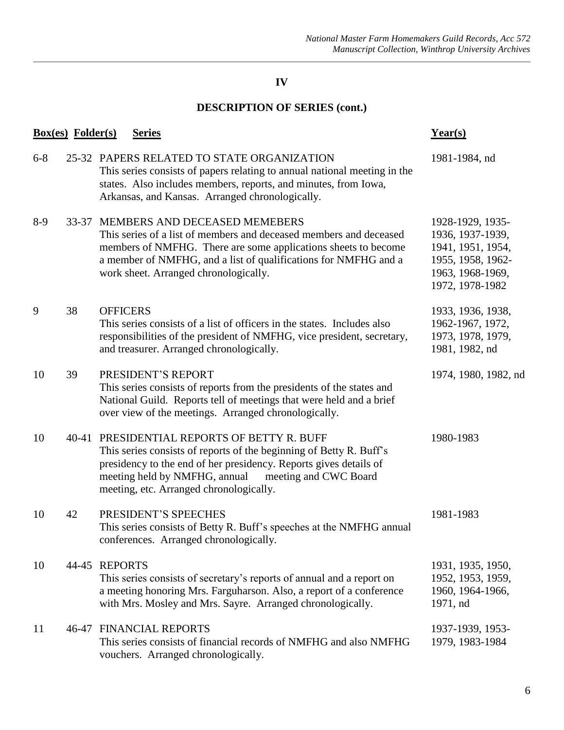## IV

## DESCRIPTION OF SERIES (cont.)

| Box(es) | Folder(s) | Series | Year(s) |
|---|---|---|---|
| 6-8 | 25-32 | PAPERS RELATED TO STATE ORGANIZATION<br>This series consists of papers relating to annual national meeting in the states. Also includes members, reports, and minutes, from Iowa, Arkansas, and Kansas. Arranged chronologically. | 1981-1984, nd |
| 8-9 | 33-37 | MEMBERS AND DECEASED MEMEBERS<br>This series of a list of members and deceased members and deceased members of NMFHG. There are some applications sheets to become a member of NMFHG, and a list of qualifications for NMFHG and a work sheet. Arranged chronologically. | 1928-1929, 1935-1936, 1937-1939, 1941, 1951, 1954, 1955, 1958, 1962-1963, 1968-1969, 1972, 1978-1982 |
| 9 | 38 | OFFICERS<br>This series consists of a list of officers in the states. Includes also responsibilities of the president of NMFHG, vice president, secretary, and treasurer. Arranged chronologically. | 1933, 1936, 1938, 1962-1967, 1972, 1973, 1978, 1979, 1981, 1982, nd |
| 10 | 39 | PRESIDENT'S REPORT<br>This series consists of reports from the presidents of the states and National Guild. Reports tell of meetings that were held and a brief over view of the meetings. Arranged chronologically. | 1974, 1980, 1982, nd |
| 10 | 40-41 | PRESIDENTIAL REPORTS OF BETTY R. BUFF<br>This series consists of reports of the beginning of Betty R. Buff's presidency to the end of her presidency. Reports gives details of meeting held by NMFHG, annual meeting and CWC Board meeting, etc. Arranged chronologically. | 1980-1983 |
| 10 | 42 | PRESIDENT'S SPEECHES<br>This series consists of Betty R. Buff's speeches at the NMFHG annual conferences. Arranged chronologically. | 1981-1983 |
| 10 | 44-45 | REPORTS<br>This series consists of secretary's reports of annual and a report on a meeting honoring Mrs. Farguharson. Also, a report of a conference with Mrs. Mosley and Mrs. Sayre. Arranged chronologically. | 1931, 1935, 1950, 1952, 1953, 1959, 1960, 1964-1966, 1971, nd |
| 11 | 46-47 | FINANCIAL REPORTS<br>This series consists of financial records of NMFHG and also NMFHG vouchers. Arranged chronologically. | 1937-1939, 1953-1979, 1983-1984 |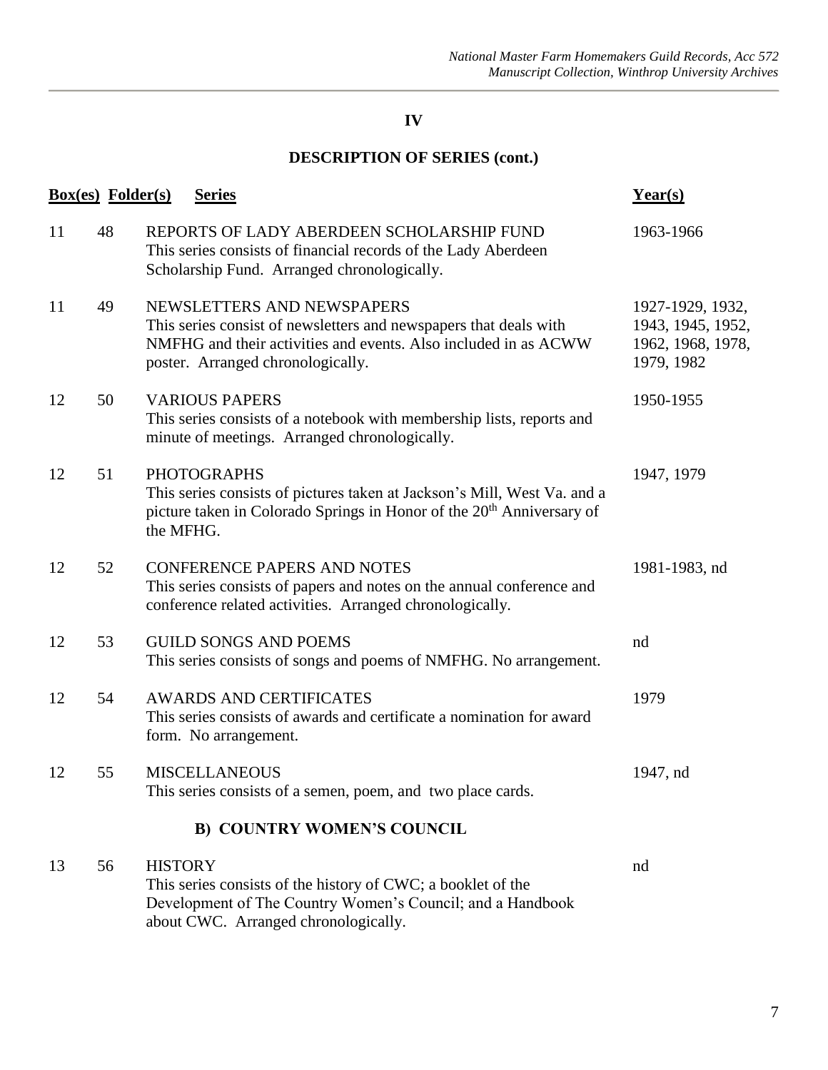# IV

## DESCRIPTION OF SERIES (cont.)

| Box(es) | Folder(s) | Series | Year(s) |
|---|---|---|---|
| 11 | 48 | REPORTS OF LADY ABERDEEN SCHOLARSHIP FUND<br>This series consists of financial records of the Lady Aberdeen Scholarship Fund. Arranged chronologically. | 1963-1966 |
| 11 | 49 | NEWSLETTERS AND NEWSPAPERS<br>This series consist of newsletters and newspapers that deals with NMFHG and their activities and events. Also included in as ACWW poster. Arranged chronologically. | 1927-1929, 1932, 1943, 1945, 1952, 1962, 1968, 1978, 1979, 1982 |
| 12 | 50 | VARIOUS PAPERS<br>This series consists of a notebook with membership lists, reports and minute of meetings. Arranged chronologically. | 1950-1955 |
| 12 | 51 | PHOTOGRAPHS<br>This series consists of pictures taken at Jackson's Mill, West Va. and a picture taken in Colorado Springs in Honor of the 20th Anniversary of the MFHG. | 1947, 1979 |
| 12 | 52 | CONFERENCE PAPERS AND NOTES<br>This series consists of papers and notes on the annual conference and conference related activities. Arranged chronologically. | 1981-1983, nd |
| 12 | 53 | GUILD SONGS AND POEMS<br>This series consists of songs and poems of NMFHG. No arrangement. | nd |
| 12 | 54 | AWARDS AND CERTIFICATES<br>This series consists of awards and certificate a nomination for award form. No arrangement. | 1979 |
| 12 | 55 | MISCELLANEOUS<br>This series consists of a semen, poem, and two place cards. | 1947, nd |

### B) COUNTRY WOMEN'S COUNCIL

| Box(es) | Folder(s) | Series | Year(s) |
|---|---|---|---|
| 13 | 56 | HISTORY<br>This series consists of the history of CWC; a booklet of the Development of The Country Women's Council; and a Handbook about CWC. Arranged chronologically. | nd |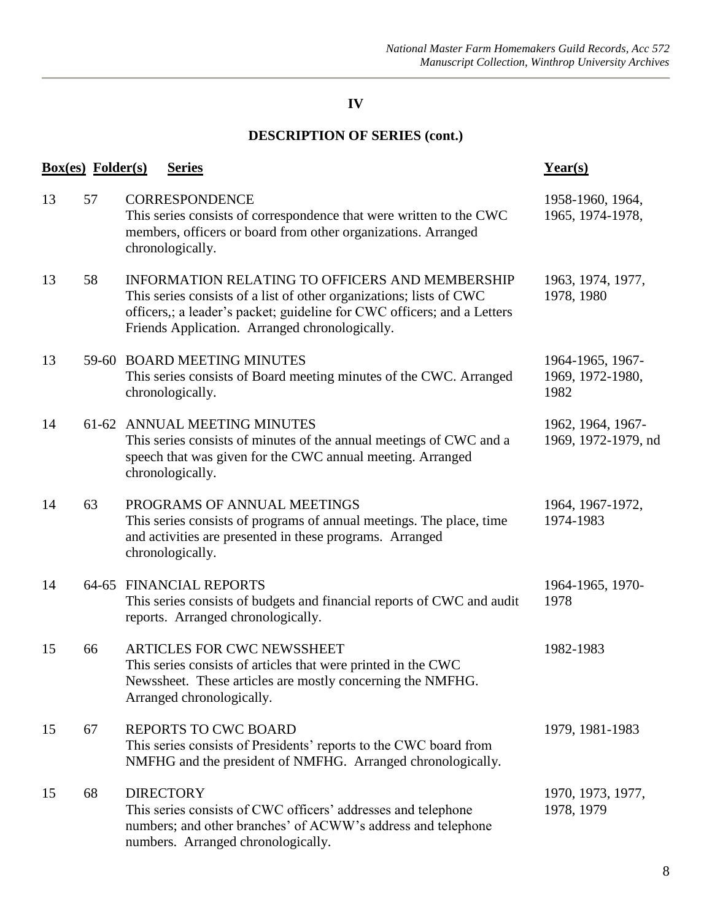## IV

## DESCRIPTION OF SERIES (cont.)

| Box(es) | Folder(s) | Series | Year(s) |
|---|---|---|---|
| 13 | 57 | CORRESPONDENCE<br>This series consists of correspondence that were written to the CWC members, officers or board from other organizations. Arranged chronologically. | 1958-1960, 1964, 1965, 1974-1978, |
| 13 | 58 | INFORMATION RELATING TO OFFICERS AND MEMBERSHIP<br>This series consists of a list of other organizations; lists of CWC officers,; a leader's packet; guideline for CWC officers; and a Letters Friends Application. Arranged chronologically. | 1963, 1974, 1977, 1978, 1980 |
| 13 | 59-60 | BOARD MEETING MINUTES<br>This series consists of Board meeting minutes of the CWC. Arranged chronologically. | 1964-1965, 1967-1969, 1972-1980, 1982 |
| 14 | 61-62 | ANNUAL MEETING MINUTES<br>This series consists of minutes of the annual meetings of CWC and a speech that was given for the CWC annual meeting. Arranged chronologically. | 1962, 1964, 1967-1969, 1972-1979, nd |
| 14 | 63 | PROGRAMS OF ANNUAL MEETINGS<br>This series consists of programs of annual meetings. The place, time and activities are presented in these programs. Arranged chronologically. | 1964, 1967-1972, 1974-1983 |
| 14 | 64-65 | FINANCIAL REPORTS<br>This series consists of budgets and financial reports of CWC and audit reports. Arranged chronologically. | 1964-1965, 1970-1978 |
| 15 | 66 | ARTICLES FOR CWC NEWSSHEET<br>This series consists of articles that were printed in the CWC Newssheet. These articles are mostly concerning the NMFHG. Arranged chronologically. | 1982-1983 |
| 15 | 67 | REPORTS TO CWC BOARD<br>This series consists of Presidents' reports to the CWC board from NMFHG and the president of NMFHG. Arranged chronologically. | 1979, 1981-1983 |
| 15 | 68 | DIRECTORY<br>This series consists of CWC officers' addresses and telephone numbers; and other branches' of ACWW's address and telephone numbers. Arranged chronologically. | 1970, 1973, 1977, 1978, 1979 |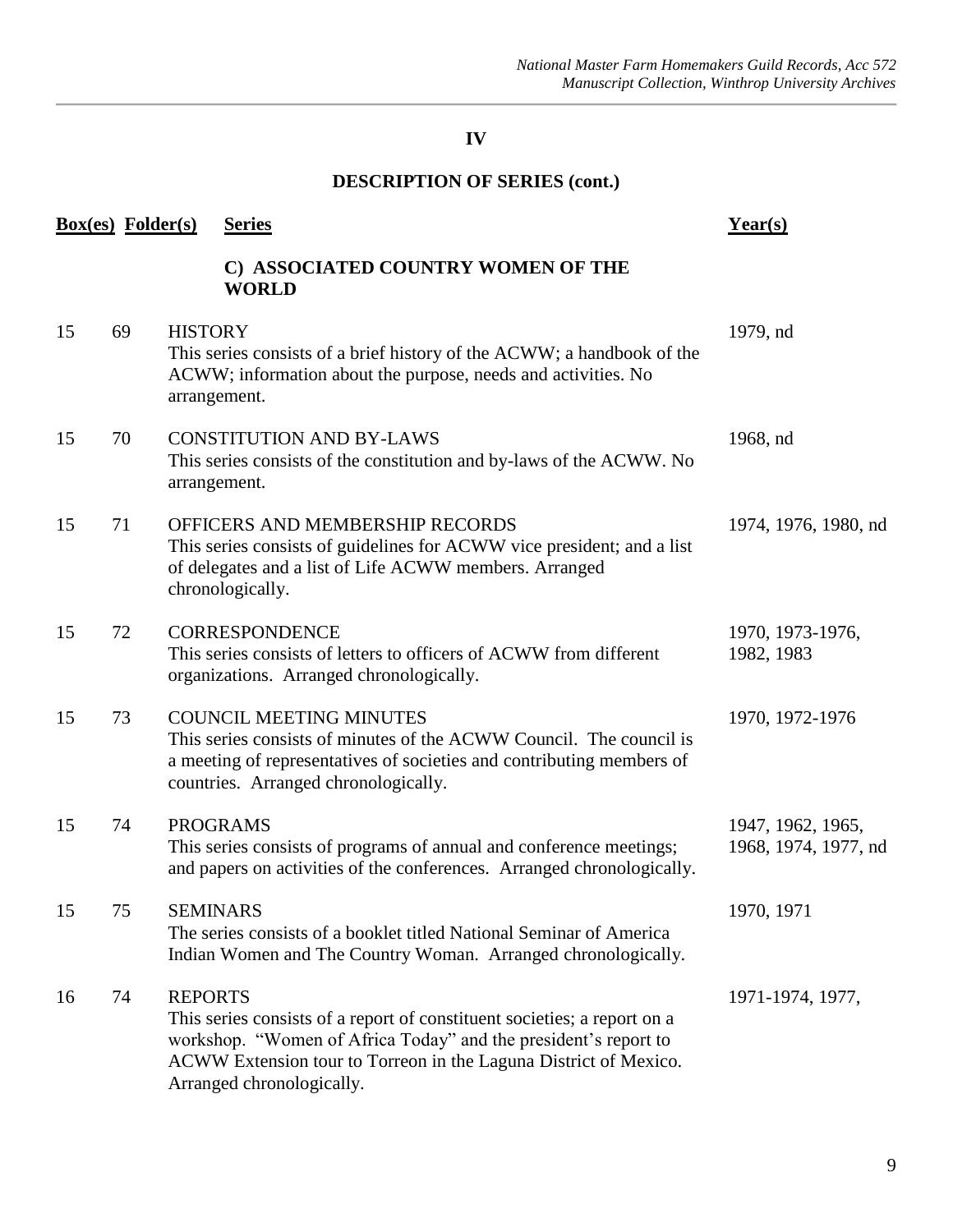## IV

## DESCRIPTION OF SERIES (cont.)

| Box(es) | Folder(s) | Series | Year(s) |
|---|---|---|---|
| | | **C) ASSOCIATED COUNTRY WOMEN OF THE WORLD** | |
| 15 | 69 | HISTORY<br>This series consists of a brief history of the ACWW; a handbook of the ACWW; information about the purpose, needs and activities. No arrangement. | 1979, nd |
| 15 | 70 | CONSTITUTION AND BY-LAWS<br>This series consists of the constitution and by-laws of the ACWW. No arrangement. | 1968, nd |
| 15 | 71 | OFFICERS AND MEMBERSHIP RECORDS<br>This series consists of guidelines for ACWW vice president; and a list of delegates and a list of Life ACWW members. Arranged chronologically. | 1974, 1976, 1980, nd |
| 15 | 72 | CORRESPONDENCE<br>This series consists of letters to officers of ACWW from different organizations. Arranged chronologically. | 1970, 1973-1976, 1982, 1983 |
| 15 | 73 | COUNCIL MEETING MINUTES<br>This series consists of minutes of the ACWW Council. The council is a meeting of representatives of societies and contributing members of countries. Arranged chronologically. | 1970, 1972-1976 |
| 15 | 74 | PROGRAMS<br>This series consists of programs of annual and conference meetings; and papers on activities of the conferences. Arranged chronologically. | 1947, 1962, 1965, 1968, 1974, 1977, nd |
| 15 | 75 | SEMINARS<br>The series consists of a booklet titled National Seminar of America Indian Women and The Country Woman. Arranged chronologically. | 1970, 1971 |
| 16 | 74 | REPORTS<br>This series consists of a report of constituent societies; a report on a workshop. "Women of Africa Today" and the president's report to ACWW Extension tour to Torreon in the Laguna District of Mexico. Arranged chronologically. | 1971-1974, 1977, |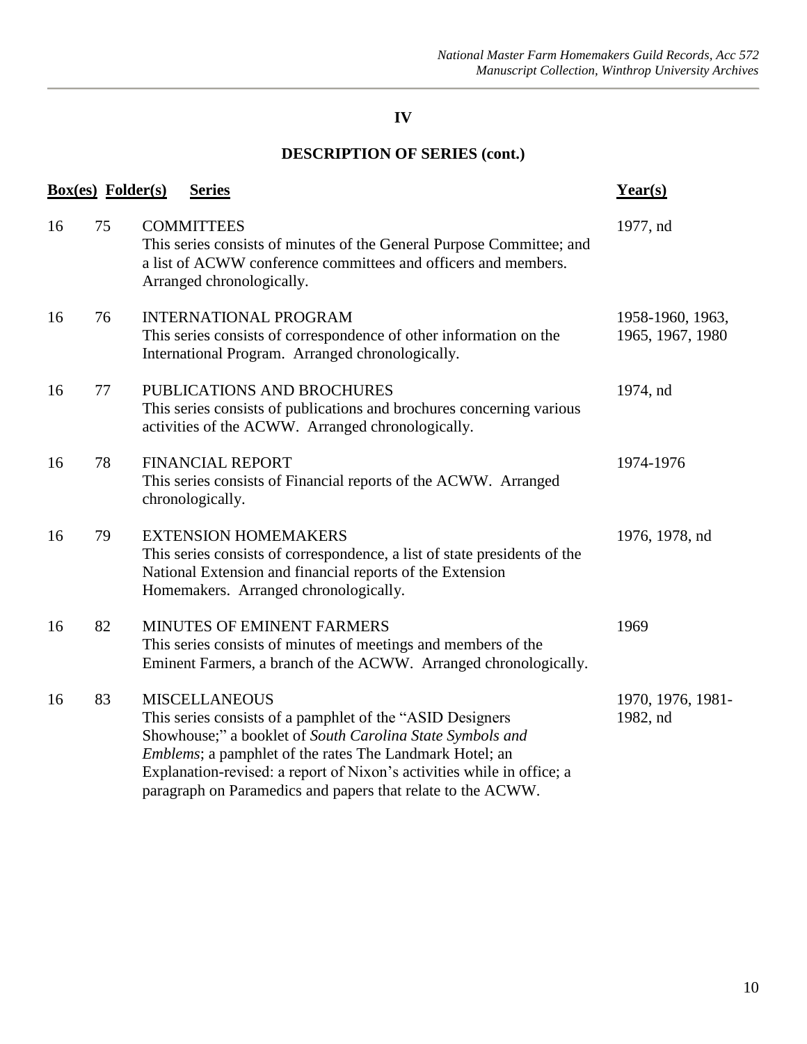## IV

## DESCRIPTION OF SERIES (cont.)

| Box(es) | Folder(s) | Series | Year(s) |
|---|---|---|---|
| 16 | 75 | COMMITTEES<br>This series consists of minutes of the General Purpose Committee; and a list of ACWW conference committees and officers and members. Arranged chronologically. | 1977, nd |
| 16 | 76 | INTERNATIONAL PROGRAM<br>This series consists of correspondence of other information on the International Program. Arranged chronologically. | 1958-1960, 1963, 1965, 1967, 1980 |
| 16 | 77 | PUBLICATIONS AND BROCHURES<br>This series consists of publications and brochures concerning various activities of the ACWW. Arranged chronologically. | 1974, nd |
| 16 | 78 | FINANCIAL REPORT<br>This series consists of Financial reports of the ACWW. Arranged chronologically. | 1974-1976 |
| 16 | 79 | EXTENSION HOMEMAKERS<br>This series consists of correspondence, a list of state presidents of the National Extension and financial reports of the Extension Homemakers. Arranged chronologically. | 1976, 1978, nd |
| 16 | 82 | MINUTES OF EMINENT FARMERS<br>This series consists of minutes of meetings and members of the Eminent Farmers, a branch of the ACWW. Arranged chronologically. | 1969 |
| 16 | 83 | MISCELLANEOUS<br>This series consists of a pamphlet of the "ASID Designers Showhouse;" a booklet of *South Carolina State Symbols and Emblems*; a pamphlet of the rates The Landmark Hotel; an Explanation-revised: a report of Nixon's activities while in office; a paragraph on Paramedics and papers that relate to the ACWW. | 1970, 1976, 1981-1982, nd |